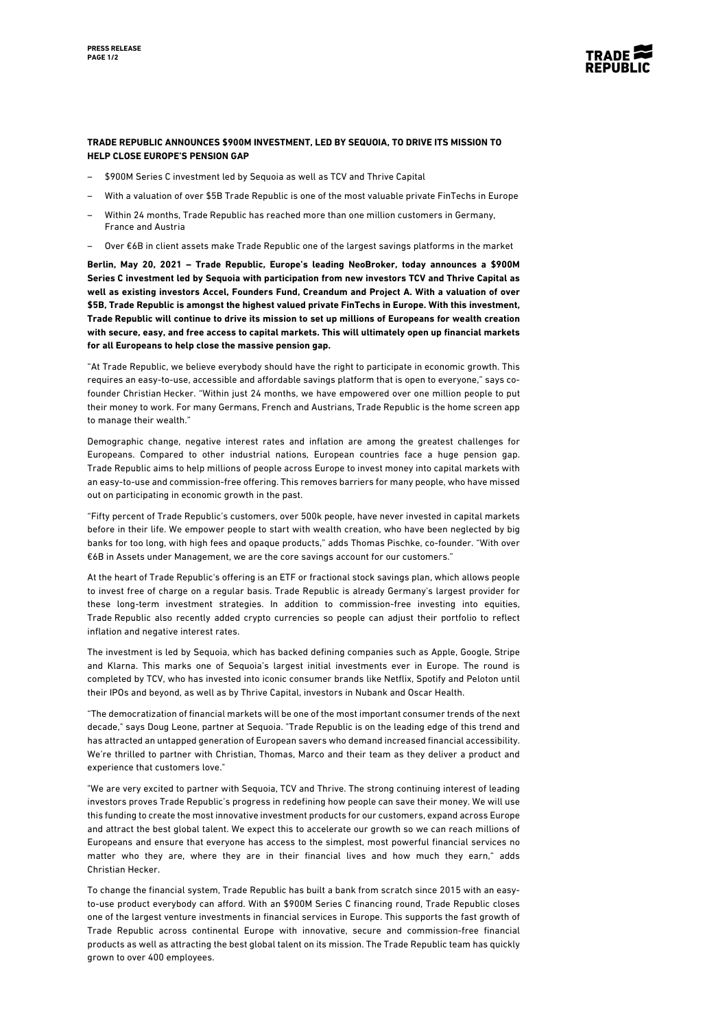**TRADE REPUBLIC ANNOUNCES $900M INVESTMENT, LED BY SEQUOIA, TO DRIVE ITS MISSION TO HELP CLOSE EUROPE'S PENSION GAP**

- $900M Series C investment led by Sequoia as well as TCV and Thrive Capital
- With a valuation of over $5B Trade Republic is one of the most valuable private FinTechs in Europe
- Within 24 months, Trade Republic has reached more than one million customers in Germany, France and Austria
- Over €6B in client assets make Trade Republic one of the largest savings platforms in the market

**Berlin, May 20, 2021 – Trade Republic, Europe's leading NeoBroker, today announces a $900M Series C investment led by Sequoia with participation from new investors TCV and Thrive Capital as well as existing investors Accel, Founders Fund, Creandum and Project A. With a valuation of over $5B, Trade Republic is amongst the highest valued private FinTechs in Europe. With this investment, Trade Republic will continue to drive its mission to set up millions of Europeans for wealth creation with secure, easy, and free access to capital markets. This will ultimately open up financial markets for all Europeans to help close the massive pension gap.**

"At Trade Republic, we believe everybody should have the right to participate in economic growth. This requires an easy-to-use, accessible and affordable savings platform that is open to everyone," says co-founder Christian Hecker. "Within just 24 months, we have empowered over one million people to put their money to work. For many Germans, French and Austrians, Trade Republic is the home screen app to manage their wealth."

Demographic change, negative interest rates and inflation are among the greatest challenges for Europeans. Compared to other industrial nations, European countries face a huge pension gap. Trade Republic aims to help millions of people across Europe to invest money into capital markets with an easy-to-use and commission-free offering. This removes barriers for many people, who have missed out on participating in economic growth in the past.

"Fifty percent of Trade Republic's customers, over 500k people, have never invested in capital markets before in their life. We empower people to start with wealth creation, who have been neglected by big banks for too long, with high fees and opaque products," adds Thomas Pischke, co-founder. "With over €6B in Assets under Management, we are the core savings account for our customers."

At the heart of Trade Republic's offering is an ETF or fractional stock savings plan, which allows people to invest free of charge on a regular basis. Trade Republic is already Germany's largest provider for these long-term investment strategies. In addition to commission-free investing into equities, Trade Republic also recently added crypto currencies so people can adjust their portfolio to reflect inflation and negative interest rates.

The investment is led by Sequoia, which has backed defining companies such as Apple, Google, Stripe and Klarna. This marks one of Sequoia's largest initial investments ever in Europe. The round is completed by TCV, who has invested into iconic consumer brands like Netflix, Spotify and Peloton until their IPOs and beyond, as well as by Thrive Capital, investors in Nubank and Oscar Health.

"The democratization of financial markets will be one of the most important consumer trends of the next decade," says Doug Leone, partner at Sequoia. "Trade Republic is on the leading edge of this trend and has attracted an untapped generation of European savers who demand increased financial accessibility. We're thrilled to partner with Christian, Thomas, Marco and their team as they deliver a product and experience that customers love."

"We are very excited to partner with Sequoia, TCV and Thrive. The strong continuing interest of leading investors proves Trade Republic's progress in redefining how people can save their money. We will use this funding to create the most innovative investment products for our customers, expand across Europe and attract the best global talent. We expect this to accelerate our growth so we can reach millions of Europeans and ensure that everyone has access to the simplest, most powerful financial services no matter who they are, where they are in their financial lives and how much they earn," adds Christian Hecker.

To change the financial system, Trade Republic has built a bank from scratch since 2015 with an easy-to-use product everybody can afford. With an $900M Series C financing round, Trade Republic closes one of the largest venture investments in financial services in Europe. This supports the fast growth of Trade Republic across continental Europe with innovative, secure and commission-free financial products as well as attracting the best global talent on its mission. The Trade Republic team has quickly grown to over 400 employees.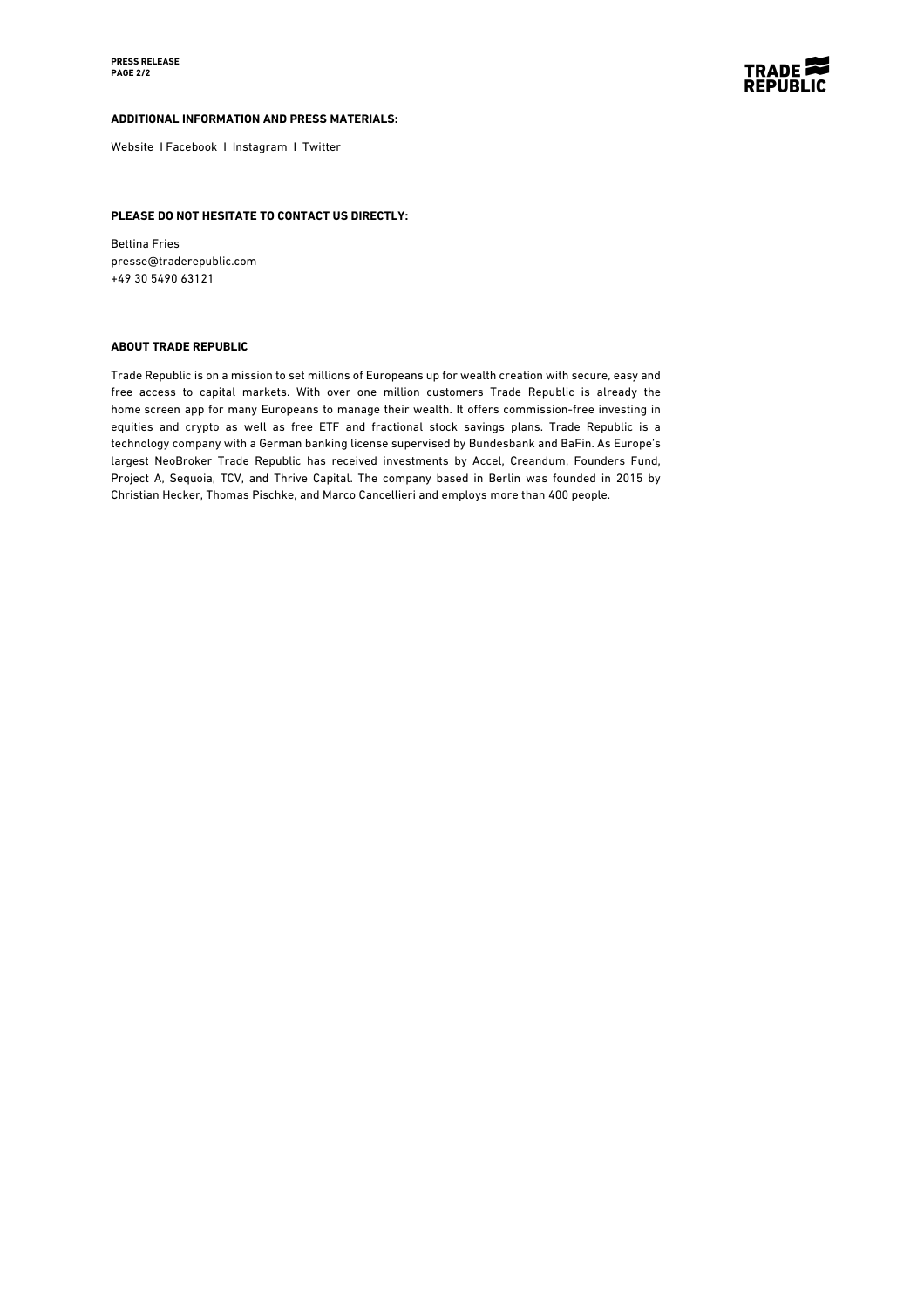**ADDITIONAL INFORMATION AND PRESS MATERIALS:**

Website I Facebook I Instagram I Twitter

**PLEASE DO NOT HESITATE TO CONTACT US DIRECTLY:**

Bettina Fries
presse@traderepublic.com
+49 30 5490 63121

**ABOUT TRADE REPUBLIC**

Trade Republic is on a mission to set millions of Europeans up for wealth creation with secure, easy and free access to capital markets. With over one million customers Trade Republic is already the home screen app for many Europeans to manage their wealth. It offers commission-free investing in equities and crypto as well as free ETF and fractional stock savings plans. Trade Republic is a technology company with a German banking license supervised by Bundesbank and BaFin. As Europe's largest NeoBroker Trade Republic has received investments by Accel, Creandum, Founders Fund, Project A, Sequoia, TCV, and Thrive Capital. The company based in Berlin was founded in 2015 by Christian Hecker, Thomas Pischke, and Marco Cancellieri and employs more than 400 people.